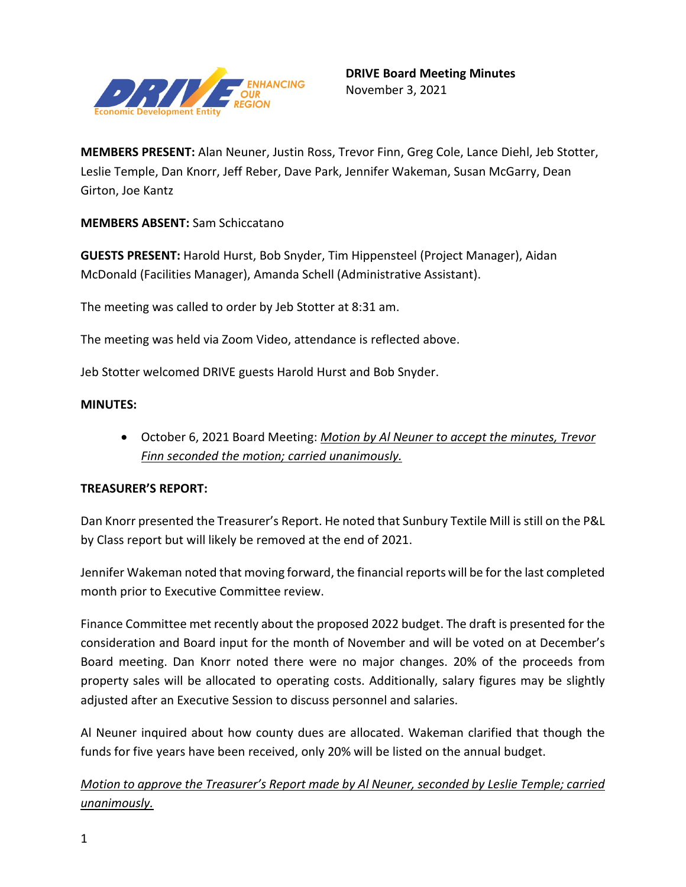**DRIVE Board Meeting Minutes**
November 3, 2021

**MEMBERS PRESENT:** Alan Neuner, Justin Ross, Trevor Finn, Greg Cole, Lance Diehl, Jeb Stotter, Leslie Temple, Dan Knorr, Jeff Reber, Dave Park, Jennifer Wakeman, Susan McGarry, Dean Girton, Joe Kantz

**MEMBERS ABSENT:** Sam Schiccatano

**GUESTS PRESENT:** Harold Hurst, Bob Snyder, Tim Hippensteel (Project Manager), Aidan McDonald (Facilities Manager), Amanda Schell (Administrative Assistant).

The meeting was called to order by Jeb Stotter at 8:31 am.

The meeting was held via Zoom Video, attendance is reflected above.

Jeb Stotter welcomed DRIVE guests Harold Hurst and Bob Snyder.

**MINUTES:**

- October 6, 2021 Board Meeting: _Motion by Al Neuner to accept the minutes, Trevor Finn seconded the motion; carried unanimously._

**TREASURER'S REPORT:**

Dan Knorr presented the Treasurer's Report. He noted that Sunbury Textile Mill is still on the P&L by Class report but will likely be removed at the end of 2021.

Jennifer Wakeman noted that moving forward, the financial reports will be for the last completed month prior to Executive Committee review.

Finance Committee met recently about the proposed 2022 budget. The draft is presented for the consideration and Board input for the month of November and will be voted on at December's Board meeting. Dan Knorr noted there were no major changes. 20% of the proceeds from property sales will be allocated to operating costs. Additionally, salary figures may be slightly adjusted after an Executive Session to discuss personnel and salaries.

Al Neuner inquired about how county dues are allocated. Wakeman clarified that though the funds for five years have been received, only 20% will be listed on the annual budget.

_Motion to approve the Treasurer's Report made by Al Neuner, seconded by Leslie Temple; carried unanimously._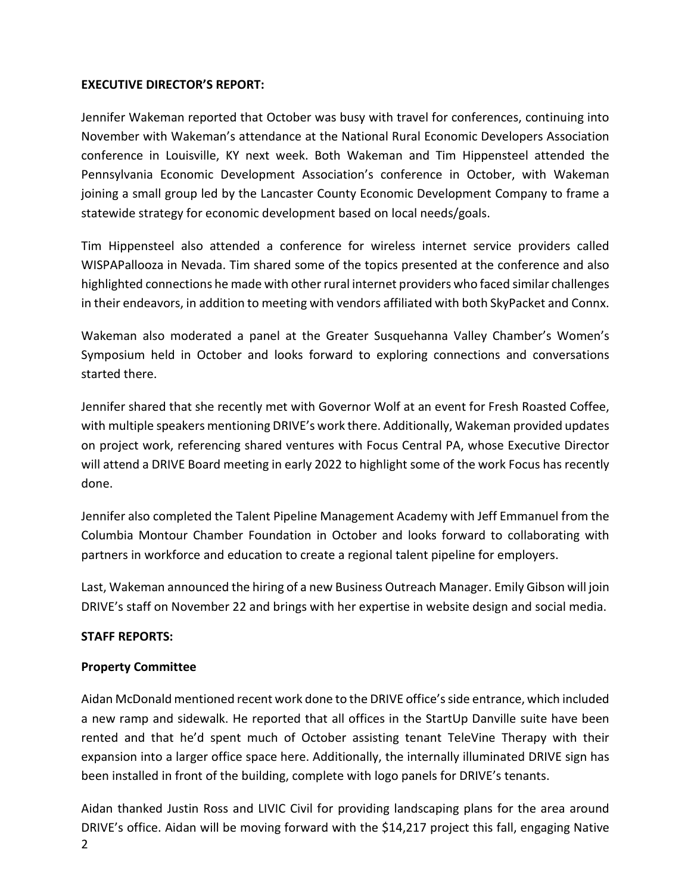**EXECUTIVE DIRECTOR'S REPORT:**

Jennifer Wakeman reported that October was busy with travel for conferences, continuing into November with Wakeman's attendance at the National Rural Economic Developers Association conference in Louisville, KY next week. Both Wakeman and Tim Hippensteel attended the Pennsylvania Economic Development Association's conference in October, with Wakeman joining a small group led by the Lancaster County Economic Development Company to frame a statewide strategy for economic development based on local needs/goals.

Tim Hippensteel also attended a conference for wireless internet service providers called WISPAPallooza in Nevada. Tim shared some of the topics presented at the conference and also highlighted connections he made with other rural internet providers who faced similar challenges in their endeavors, in addition to meeting with vendors affiliated with both SkyPacket and Connx.

Wakeman also moderated a panel at the Greater Susquehanna Valley Chamber's Women's Symposium held in October and looks forward to exploring connections and conversations started there.

Jennifer shared that she recently met with Governor Wolf at an event for Fresh Roasted Coffee, with multiple speakers mentioning DRIVE's work there. Additionally, Wakeman provided updates on project work, referencing shared ventures with Focus Central PA, whose Executive Director will attend a DRIVE Board meeting in early 2022 to highlight some of the work Focus has recently done.

Jennifer also completed the Talent Pipeline Management Academy with Jeff Emmanuel from the Columbia Montour Chamber Foundation in October and looks forward to collaborating with partners in workforce and education to create a regional talent pipeline for employers.

Last, Wakeman announced the hiring of a new Business Outreach Manager. Emily Gibson will join DRIVE's staff on November 22 and brings with her expertise in website design and social media.

**STAFF REPORTS:**

**Property Committee**

Aidan McDonald mentioned recent work done to the DRIVE office's side entrance, which included a new ramp and sidewalk. He reported that all offices in the StartUp Danville suite have been rented and that he'd spent much of October assisting tenant TeleVine Therapy with their expansion into a larger office space here. Additionally, the internally illuminated DRIVE sign has been installed in front of the building, complete with logo panels for DRIVE's tenants.

Aidan thanked Justin Ross and LIVIC Civil for providing landscaping plans for the area around DRIVE's office. Aidan will be moving forward with the $14,217 project this fall, engaging Native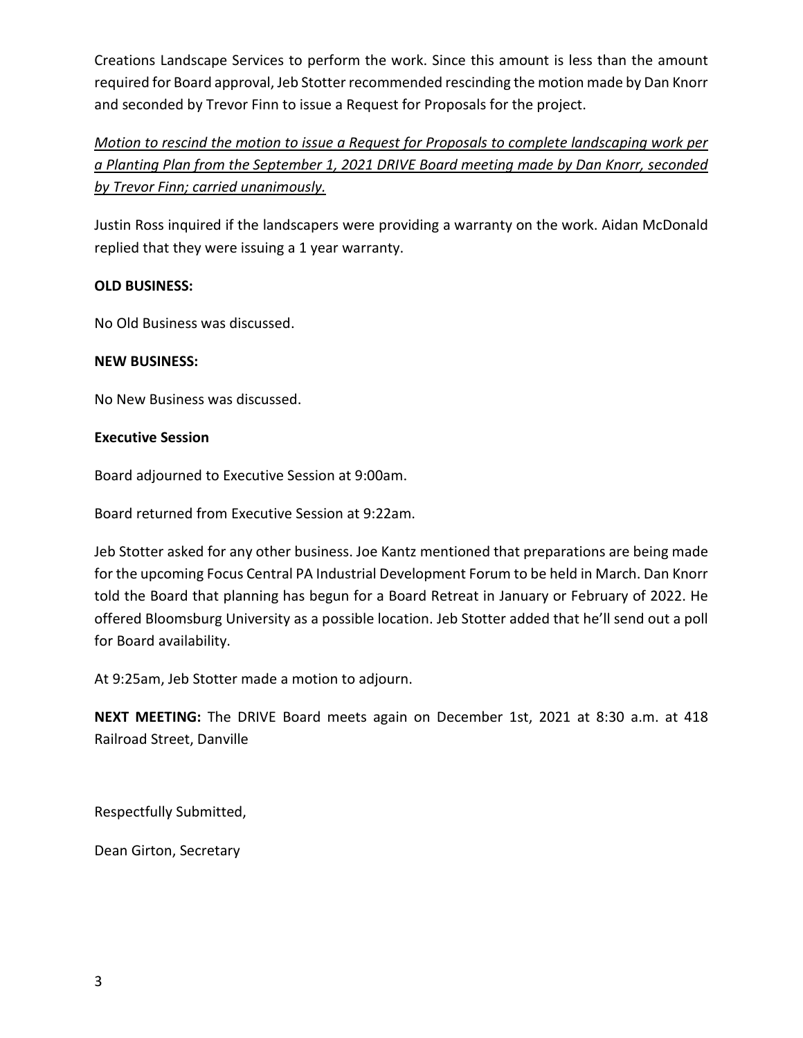Creations Landscape Services to perform the work. Since this amount is less than the amount required for Board approval, Jeb Stotter recommended rescinding the motion made by Dan Knorr and seconded by Trevor Finn to issue a Request for Proposals for the project.

*Motion to rescind the motion to issue a Request for Proposals to complete landscaping work per a Planting Plan from the September 1, 2021 DRIVE Board meeting made by Dan Knorr, seconded by Trevor Finn; carried unanimously.*

Justin Ross inquired if the landscapers were providing a warranty on the work. Aidan McDonald replied that they were issuing a 1 year warranty.

**OLD BUSINESS:**

No Old Business was discussed.

**NEW BUSINESS:**

No New Business was discussed.

**Executive Session**

Board adjourned to Executive Session at 9:00am.

Board returned from Executive Session at 9:22am.

Jeb Stotter asked for any other business. Joe Kantz mentioned that preparations are being made for the upcoming Focus Central PA Industrial Development Forum to be held in March. Dan Knorr told the Board that planning has begun for a Board Retreat in January or February of 2022. He offered Bloomsburg University as a possible location. Jeb Stotter added that he'll send out a poll for Board availability.

At 9:25am, Jeb Stotter made a motion to adjourn.

**NEXT MEETING:** The DRIVE Board meets again on December 1st, 2021 at 8:30 a.m. at 418 Railroad Street, Danville

Respectfully Submitted,

Dean Girton, Secretary